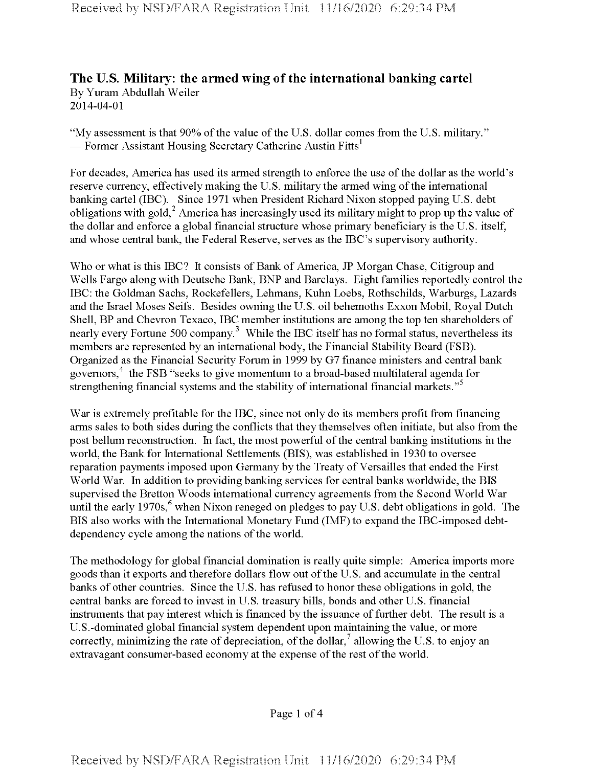## The U.S. Military: the armed wing of the international banking cartel

By Yuram Abdullah Weiler
2014-04-01

"My assessment is that 90% of the value of the U.S. dollar comes from the U.S. military."
— Former Assistant Housing Secretary Catherine Austin Fitts[1]

For decades, America has used its armed strength to enforce the use of the dollar as the world's reserve currency, effectively making the U.S. military the armed wing of the international banking cartel (IBC). Since 1971 when President Richard Nixon stopped paying U.S. debt obligations with gold,[2] America has increasingly used its military might to prop up the value of the dollar and enforce a global financial structure whose primary beneficiary is the U.S. itself, and whose central bank, the Federal Reserve, serves as the IBC's supervisory authority.

Who or what is this IBC? It consists of Bank of America, JP Morgan Chase, Citigroup and Wells Fargo along with Deutsche Bank, BNP and Barclays. Eight families reportedly control the IBC: the Goldman Sachs, Rockefellers, Lehmans, Kuhn Loebs, Rothschilds, Warburgs, Lazards and the Israel Moses Seifs. Besides owning the U.S. oil behemoths Exxon Mobil, Royal Dutch Shell, BP and Chevron Texaco, IBC member institutions are among the top ten shareholders of nearly every Fortune 500 company.[3] While the IBC itself has no formal status, nevertheless its members are represented by an international body, the Financial Stability Board (FSB). Organized as the Financial Security Forum in 1999 by G7 finance ministers and central bank governors,[4] the FSB "seeks to give momentum to a broad-based multilateral agenda for strengthening financial systems and the stability of international financial markets."[5]

War is extremely profitable for the IBC, since not only do its members profit from financing arms sales to both sides during the conflicts that they themselves often initiate, but also from the post bellum reconstruction. In fact, the most powerful of the central banking institutions in the world, the Bank for International Settlements (BIS), was established in 1930 to oversee reparation payments imposed upon Germany by the Treaty of Versailles that ended the First World War. In addition to providing banking services for central banks worldwide, the BIS supervised the Bretton Woods international currency agreements from the Second World War until the early 1970s,[6] when Nixon reneged on pledges to pay U.S. debt obligations in gold. The BIS also works with the International Monetary Fund (IMF) to expand the IBC-imposed debt-dependency cycle among the nations of the world.

The methodology for global financial domination is really quite simple: America imports more goods than it exports and therefore dollars flow out of the U.S. and accumulate in the central banks of other countries. Since the U.S. has refused to honor these obligations in gold, the central banks are forced to invest in U.S. treasury bills, bonds and other U.S. financial instruments that pay interest which is financed by the issuance of further debt. The result is a U.S.-dominated global financial system dependent upon maintaining the value, or more correctly, minimizing the rate of depreciation, of the dollar,[7] allowing the U.S. to enjoy an extravagant consumer-based economy at the expense of the rest of the world.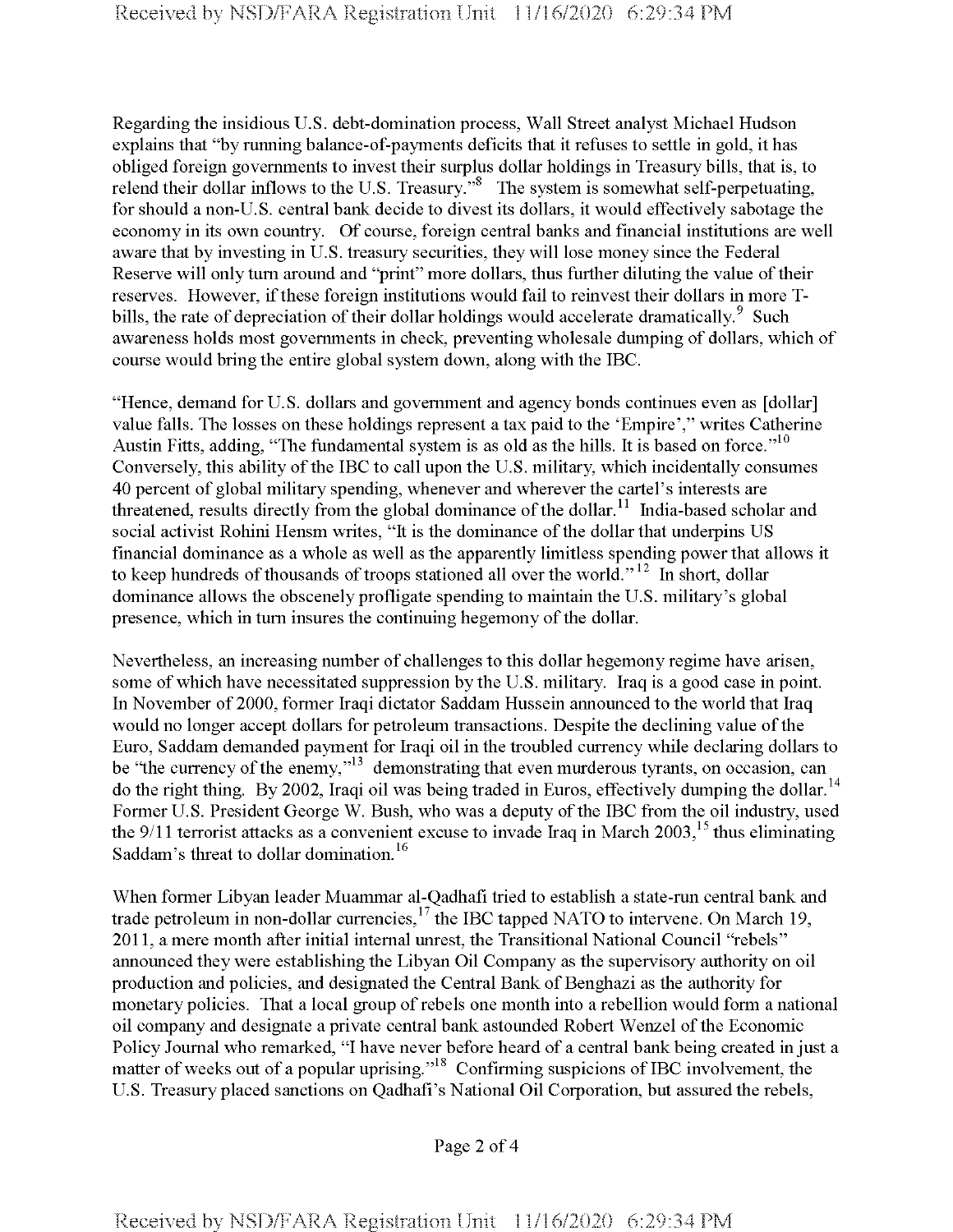Regarding the insidious U.S. debt-domination process, Wall Street analyst Michael Hudson explains that "by running balance-of-payments deficits that it refuses to settle in gold, it has obliged foreign governments to invest their surplus dollar holdings in Treasury bills, that is, to relend their dollar inflows to the U.S. Treasury."[8] The system is somewhat self-perpetuating, for should a non-U.S. central bank decide to divest its dollars, it would effectively sabotage the economy in its own country. Of course, foreign central banks and financial institutions are well aware that by investing in U.S. treasury securities, they will lose money since the Federal Reserve will only turn around and "print" more dollars, thus further diluting the value of their reserves. However, if these foreign institutions would fail to reinvest their dollars in more T-bills, the rate of depreciation of their dollar holdings would accelerate dramatically.[9] Such awareness holds most governments in check, preventing wholesale dumping of dollars, which of course would bring the entire global system down, along with the IBC.

"Hence, demand for U.S. dollars and government and agency bonds continues even as [dollar] value falls. The losses on these holdings represent a tax paid to the 'Empire'," writes Catherine Austin Fitts, adding, "The fundamental system is as old as the hills. It is based on force."[10] Conversely, this ability of the IBC to call upon the U.S. military, which incidentally consumes 40 percent of global military spending, whenever and wherever the cartel's interests are threatened, results directly from the global dominance of the dollar.[11] India-based scholar and social activist Rohini Hensm writes, "It is the dominance of the dollar that underpins US financial dominance as a whole as well as the apparently limitless spending power that allows it to keep hundreds of thousands of troops stationed all over the world."[12] In short, dollar dominance allows the obscenely profligate spending to maintain the U.S. military's global presence, which in turn insures the continuing hegemony of the dollar.

Nevertheless, an increasing number of challenges to this dollar hegemony regime have arisen, some of which have necessitated suppression by the U.S. military. Iraq is a good case in point. In November of 2000, former Iraqi dictator Saddam Hussein announced to the world that Iraq would no longer accept dollars for petroleum transactions. Despite the declining value of the Euro, Saddam demanded payment for Iraqi oil in the troubled currency while declaring dollars to be "the currency of the enemy,"[13] demonstrating that even murderous tyrants, on occasion, can do the right thing. By 2002, Iraqi oil was being traded in Euros, effectively dumping the dollar.[14] Former U.S. President George W. Bush, who was a deputy of the IBC from the oil industry, used the 9/11 terrorist attacks as a convenient excuse to invade Iraq in March 2003,[15] thus eliminating Saddam's threat to dollar domination.[16]

When former Libyan leader Muammar al-Qadhafi tried to establish a state-run central bank and trade petroleum in non-dollar currencies,[17] the IBC tapped NATO to intervene. On March 19, 2011, a mere month after initial internal unrest, the Transitional National Council "rebels" announced they were establishing the Libyan Oil Company as the supervisory authority on oil production and policies, and designated the Central Bank of Benghazi as the authority for monetary policies. That a local group of rebels one month into a rebellion would form a national oil company and designate a private central bank astounded Robert Wenzel of the Economic Policy Journal who remarked, "I have never before heard of a central bank being created in just a matter of weeks out of a popular uprising."[18] Confirming suspicions of IBC involvement, the U.S. Treasury placed sanctions on Qadhafi's National Oil Corporation, but assured the rebels,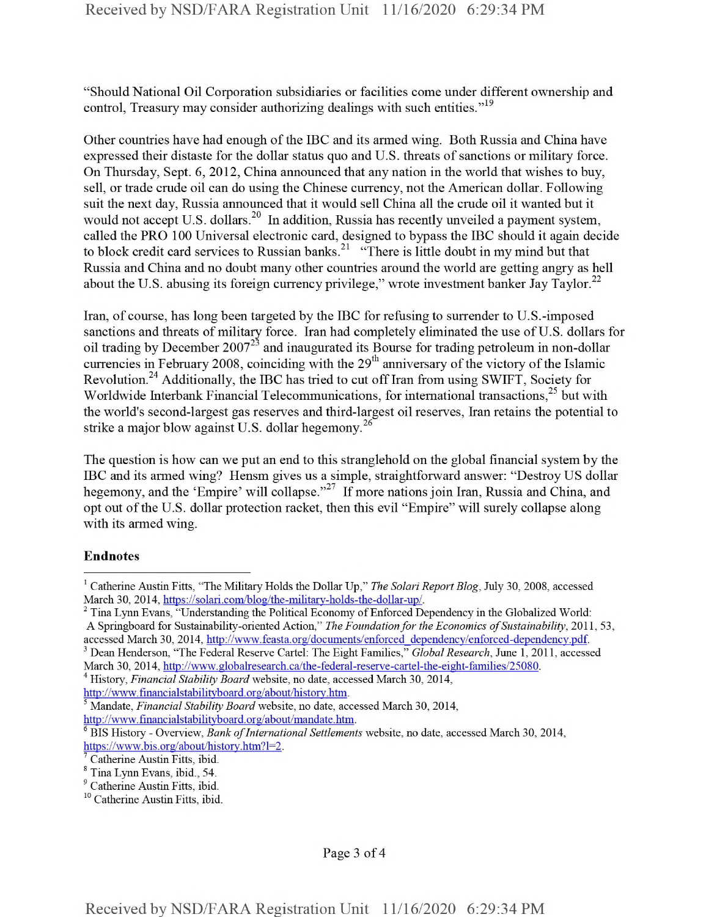"Should National Oil Corporation subsidiaries or facilities come under different ownership and control, Treasury may consider authorizing dealings with such entities."[19]

Other countries have had enough of the IBC and its armed wing. Both Russia and China have expressed their distaste for the dollar status quo and U.S. threats of sanctions or military force. On Thursday, Sept. 6, 2012, China announced that any nation in the world that wishes to buy, sell, or trade crude oil can do using the Chinese currency, not the American dollar. Following suit the next day, Russia announced that it would sell China all the crude oil it wanted but it would not accept U.S. dollars.[20] In addition, Russia has recently unveiled a payment system, called the PRO 100 Universal electronic card, designed to bypass the IBC should it again decide to block credit card services to Russian banks.[21] "There is little doubt in my mind but that Russia and China and no doubt many other countries around the world are getting angry as hell about the U.S. abusing its foreign currency privilege," wrote investment banker Jay Taylor.[22]

Iran, of course, has long been targeted by the IBC for refusing to surrender to U.S.-imposed sanctions and threats of military force. Iran had completely eliminated the use of U.S. dollars for oil trading by December 2007[23] and inaugurated its Bourse for trading petroleum in non-dollar currencies in February 2008, coinciding with the 29th anniversary of the victory of the Islamic Revolution.[24] Additionally, the IBC has tried to cut off Iran from using SWIFT, Society for Worldwide Interbank Financial Telecommunications, for international transactions,[25] but with the world's second-largest gas reserves and third-largest oil reserves, Iran retains the potential to strike a major blow against U.S. dollar hegemony.[26]

The question is how can we put an end to this stranglehold on the global financial system by the IBC and its armed wing? Hensm gives us a simple, straightforward answer: "Destroy US dollar hegemony, and the 'Empire' will collapse."[27] If more nations join Iran, Russia and China, and opt out of the U.S. dollar protection racket, then this evil "Empire" will surely collapse along with its armed wing.

**Endnotes**

[1] Catherine Austin Fitts, "The Military Holds the Dollar Up," *The Solari Report Blog*, July 30, 2008, accessed March 30, 2014, https://solari.com/blog/the-military-holds-the-dollar-up/.

[2] Tina Lynn Evans, "Understanding the Political Economy of Enforced Dependency in the Globalized World: A Springboard for Sustainability-oriented Action," *The Foundation for the Economics of Sustainability*, 2011, 53, accessed March 30, 2014, http://www.feasta.org/documents/enforced_dependency/enforced-dependency.pdf.

[3] Dean Henderson, "The Federal Reserve Cartel: The Eight Families," *Global Research*, June 1, 2011, accessed March 30, 2014, http://www.globalresearch.ca/the-federal-reserve-cartel-the-eight-families/25080.

[4] History, *Financial Stability Board* website, no date, accessed March 30, 2014, http://www.financialstabilityboard.org/about/history.htm.

[5] Mandate, *Financial Stability Board* website, no date, accessed March 30, 2014, http://www.financialstabilityboard.org/about/mandate.htm.

[6] BIS History - Overview, *Bank of International Settlements* website, no date, accessed March 30, 2014, https://www.bis.org/about/history.htm?l=2.

[7] Catherine Austin Fitts, ibid.

[8] Tina Lynn Evans, ibid., 54.

[9] Catherine Austin Fitts, ibid.

[10] Catherine Austin Fitts, ibid.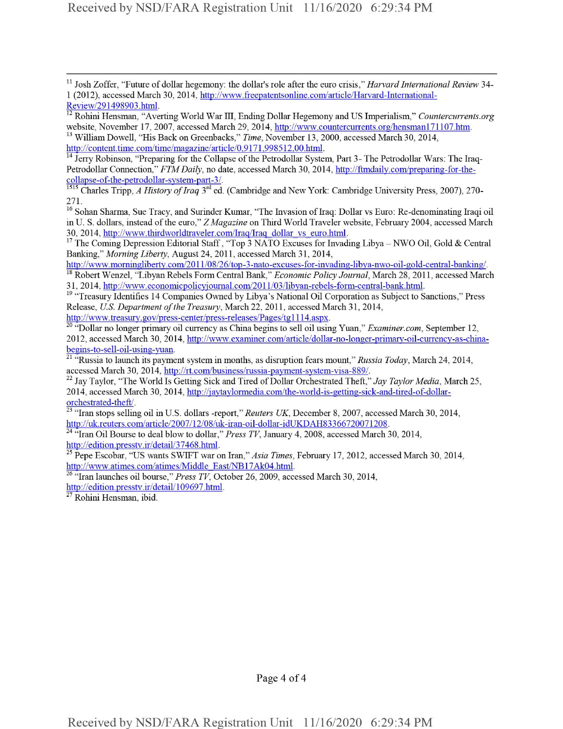[11] Josh Zoffer, "Future of dollar hegemony: the dollar's role after the euro crisis," *Harvard International Review* 34-1 (2012), accessed March 30, 2014, http://www.freepatentsonline.com/article/Harvard-International-Review/291498903.html.

[12] Rohini Hensman, "Averting World War III, Ending Dollar Hegemony and US Imperialism," *Countercurrents.org* website, November 17, 2007, accessed March 29, 2014, http://www.countercurrents.org/hensman171107.htm.

[13] William Dowell, "His Back on Greenbacks," *Time*, November 13, 2000, accessed March 30, 2014, http://content.time.com/time/magazine/article/0,9171,998512,00.html.

[14] Jerry Robinson, "Preparing for the Collapse of the Petrodollar System, Part 3- The Petrodollar Wars: The Iraq-Petrodollar Connection," *FTM Daily*, no date, accessed March 30, 2014, http://ftmdaily.com/preparing-for-the-collapse-of-the-petrodollar-system-part-3/.

[1515] Charles Tripp, *A History of Iraq* 3rd ed. (Cambridge and New York: Cambridge University Press, 2007), 270-271.

[16] Sohan Sharma, Sue Tracy, and Surinder Kumar, "The Invasion of Iraq: Dollar vs Euro: Re-denominating Iraqi oil in U. S. dollars, instead of the euro," *Z Magazine* on Third World Traveler website, February 2004, accessed March 30, 2014, http://www.thirdworldtraveler.com/Iraq/Iraq_dollar_vs_euro.html.

[17] The Coming Depression Editorial Staff , "Top 3 NATO Excuses for Invading Libya – NWO Oil, Gold & Central Banking," *Morning Liberty*, August 24, 2011, accessed March 31, 2014, http://www.morningliberty.com/2011/08/26/top-3-nato-excuses-for-invading-libya-nwo-oil-gold-central-banking/.

[18] Robert Wenzel, "Libyan Rebels Form Central Bank," *Economic Policy Journal*, March 28, 2011, accessed March 31, 2014, http://www.economicpolicyjournal.com/2011/03/libyan-rebels-form-central-bank.html.

[19] "Treasury Identifies 14 Companies Owned by Libya's National Oil Corporation as Subject to Sanctions," Press Release, *U.S. Department of the Treasury*, March 22, 2011, accessed March 31, 2014, http://www.treasury.gov/press-center/press-releases/Pages/tg1114.aspx.

[20] "Dollar no longer primary oil currency as China begins to sell oil using Yuan," *Examiner.com*, September 12, 2012, accessed March 30, 2014, http://www.examiner.com/article/dollar-no-longer-primary-oil-currency-as-china-begins-to-sell-oil-using-yuan.

[21] "Russia to launch its payment system in months, as disruption fears mount," *Russia Today*, March 24, 2014, accessed March 30, 2014, http://rt.com/business/russia-payment-system-visa-889/.

[22] Jay Taylor, "The World Is Getting Sick and Tired of Dollar Orchestrated Theft," *Jay Taylor Media*, March 25, 2014, accessed March 30, 2014, http://jaytaylormedia.com/the-world-is-getting-sick-and-tired-of-dollar-orchestrated-theft/.

[23] "Iran stops selling oil in U.S. dollars -report," *Reuters UK*, December 8, 2007, accessed March 30, 2014, http://uk.reuters.com/article/2007/12/08/uk-iran-oil-dollar-idUKDAH83366720071208.

[24] "Iran Oil Bourse to deal blow to dollar," *Press TV*, January 4, 2008, accessed March 30, 2014, http://edition.presstv.ir/detail/37468.html.

[25] Pepe Escobar, "US wants SWIFT war on Iran," *Asia Times*, February 17, 2012, accessed March 30, 2014, http://www.atimes.com/atimes/Middle_East/NB17Ak04.html.

[26] "Iran launches oil bourse," *Press TV*, October 26, 2009, accessed March 30, 2014, http://edition.presstv.ir/detail/109697.html.

[27] Rohini Hensman, ibid.